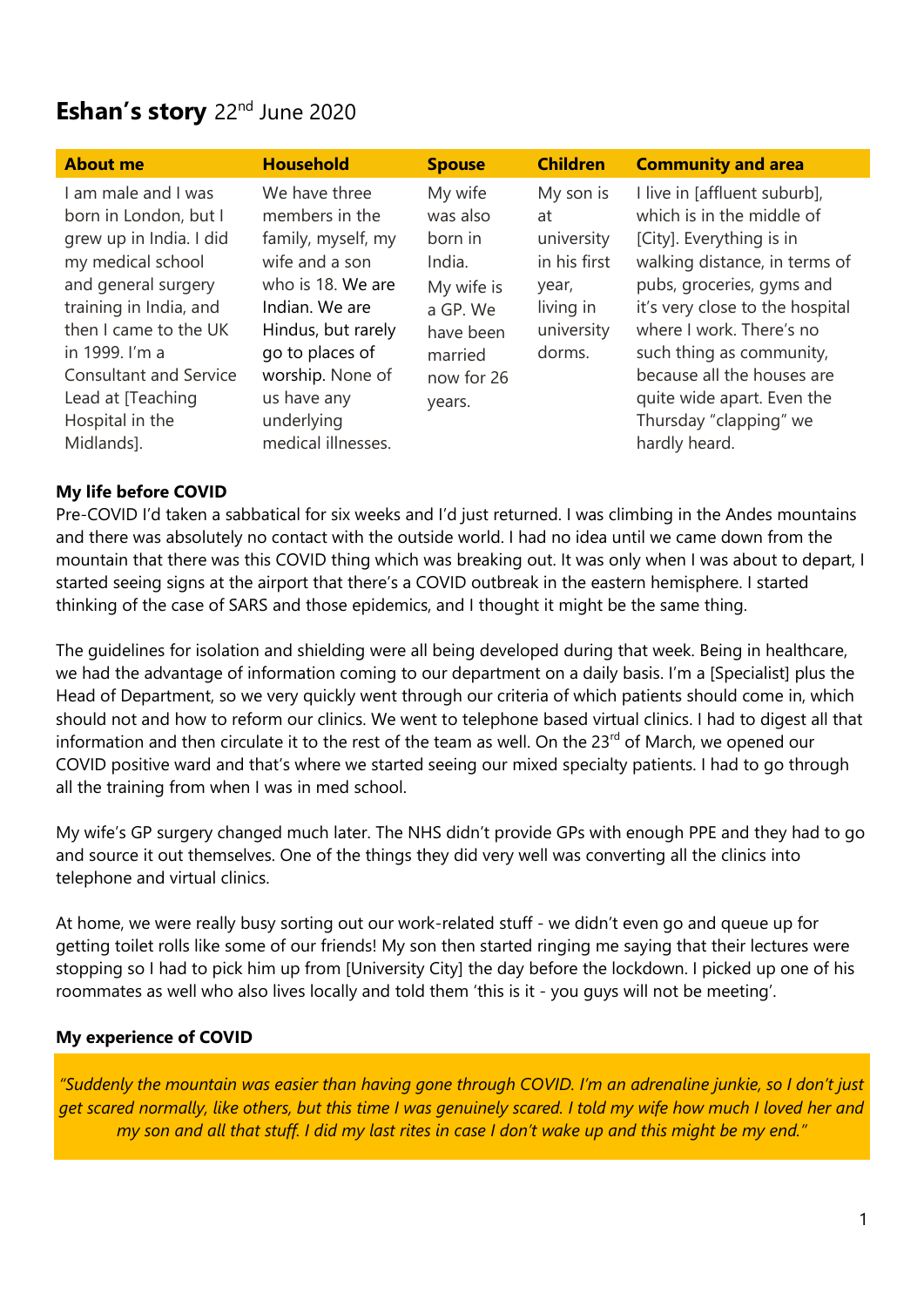# Eshan's story 22nd June 2020

| About me | Household | Spouse | Children | Community and area |
|---|---|---|---|---|
| I am male and I was born in London, but I grew up in India. I did my medical school and general surgery training in India, and then I came to the UK in 1999. I'm a Consultant and Service Lead at [Teaching Hospital in the Midlands]. | We have three members in the family, myself, my wife and a son who is 18. We are Indian. We are Hindus, but rarely go to places of worship. None of us have any underlying medical illnesses. | My wife was also born in India. My wife is a GP. We have been married now for 26 years. | My son is at university in his first year, living in university dorms. | I live in [affluent suburb], which is in the middle of [City]. Everything is in walking distance, in terms of pubs, groceries, gyms and it's very close to the hospital where I work. There's no such thing as community, because all the houses are quite wide apart. Even the Thursday "clapping" we hardly heard. |

## My life before COVID

Pre-COVID I'd taken a sabbatical for six weeks and I'd just returned. I was climbing in the Andes mountains and there was absolutely no contact with the outside world. I had no idea until we came down from the mountain that there was this COVID thing which was breaking out. It was only when I was about to depart, I started seeing signs at the airport that there's a COVID outbreak in the eastern hemisphere. I started thinking of the case of SARS and those epidemics, and I thought it might be the same thing.

The guidelines for isolation and shielding were all being developed during that week. Being in healthcare, we had the advantage of information coming to our department on a daily basis. I'm a [Specialist] plus the Head of Department, so we very quickly went through our criteria of which patients should come in, which should not and how to reform our clinics. We went to telephone based virtual clinics. I had to digest all that information and then circulate it to the rest of the team as well. On the 23rd of March, we opened our COVID positive ward and that's where we started seeing our mixed specialty patients. I had to go through all the training from when I was in med school.

My wife's GP surgery changed much later. The NHS didn't provide GPs with enough PPE and they had to go and source it out themselves. One of the things they did very well was converting all the clinics into telephone and virtual clinics.

At home, we were really busy sorting out our work-related stuff - we didn't even go and queue up for getting toilet rolls like some of our friends! My son then started ringing me saying that their lectures were stopping so I had to pick him up from [University City] the day before the lockdown. I picked up one of his roommates as well who also lives locally and told them 'this is it - you guys will not be meeting'.

## My experience of COVID

> *"Suddenly the mountain was easier than having gone through COVID. I'm an adrenaline junkie, so I don't just get scared normally, like others, but this time I was genuinely scared. I told my wife how much I loved her and my son and all that stuff. I did my last rites in case I don't wake up and this might be my end."*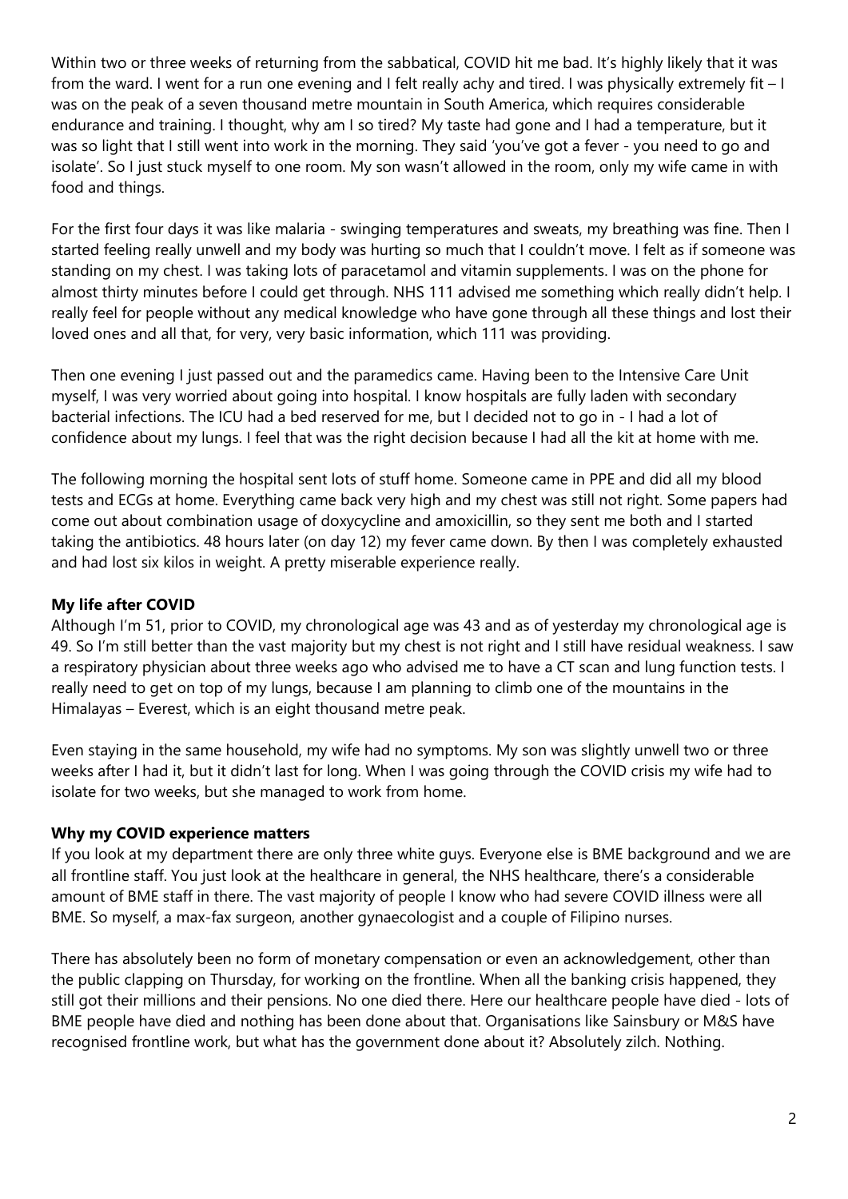Within two or three weeks of returning from the sabbatical, COVID hit me bad. It's highly likely that it was from the ward. I went for a run one evening and I felt really achy and tired. I was physically extremely fit – I was on the peak of a seven thousand metre mountain in South America, which requires considerable endurance and training. I thought, why am I so tired? My taste had gone and I had a temperature, but it was so light that I still went into work in the morning. They said 'you've got a fever - you need to go and isolate'. So I just stuck myself to one room. My son wasn't allowed in the room, only my wife came in with food and things.

For the first four days it was like malaria - swinging temperatures and sweats, my breathing was fine. Then I started feeling really unwell and my body was hurting so much that I couldn't move. I felt as if someone was standing on my chest. I was taking lots of paracetamol and vitamin supplements. I was on the phone for almost thirty minutes before I could get through. NHS 111 advised me something which really didn't help. I really feel for people without any medical knowledge who have gone through all these things and lost their loved ones and all that, for very, very basic information, which 111 was providing.

Then one evening I just passed out and the paramedics came. Having been to the Intensive Care Unit myself, I was very worried about going into hospital. I know hospitals are fully laden with secondary bacterial infections. The ICU had a bed reserved for me, but I decided not to go in - I had a lot of confidence about my lungs. I feel that was the right decision because I had all the kit at home with me.

The following morning the hospital sent lots of stuff home. Someone came in PPE and did all my blood tests and ECGs at home. Everything came back very high and my chest was still not right. Some papers had come out about combination usage of doxycycline and amoxicillin, so they sent me both and I started taking the antibiotics. 48 hours later (on day 12) my fever came down. By then I was completely exhausted and had lost six kilos in weight. A pretty miserable experience really.

**My life after COVID**

Although I'm 51, prior to COVID, my chronological age was 43 and as of yesterday my chronological age is 49. So I'm still better than the vast majority but my chest is not right and I still have residual weakness. I saw a respiratory physician about three weeks ago who advised me to have a CT scan and lung function tests. I really need to get on top of my lungs, because I am planning to climb one of the mountains in the Himalayas – Everest, which is an eight thousand metre peak.

Even staying in the same household, my wife had no symptoms. My son was slightly unwell two or three weeks after I had it, but it didn't last for long. When I was going through the COVID crisis my wife had to isolate for two weeks, but she managed to work from home.

**Why my COVID experience matters**

If you look at my department there are only three white guys. Everyone else is BME background and we are all frontline staff. You just look at the healthcare in general, the NHS healthcare, there's a considerable amount of BME staff in there. The vast majority of people I know who had severe COVID illness were all BME. So myself, a max-fax surgeon, another gynaecologist and a couple of Filipino nurses.

There has absolutely been no form of monetary compensation or even an acknowledgement, other than the public clapping on Thursday, for working on the frontline. When all the banking crisis happened, they still got their millions and their pensions. No one died there. Here our healthcare people have died - lots of BME people have died and nothing has been done about that. Organisations like Sainsbury or M&S have recognised frontline work, but what has the government done about it? Absolutely zilch. Nothing.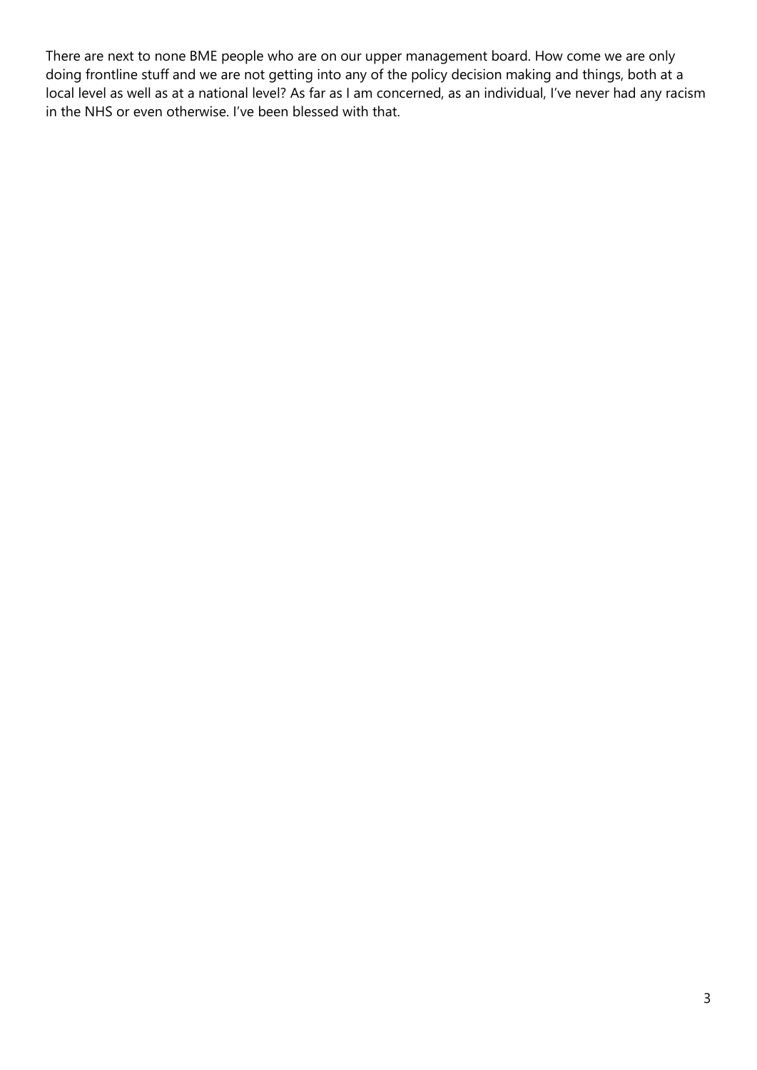There are next to none BME people who are on our upper management board. How come we are only doing frontline stuff and we are not getting into any of the policy decision making and things, both at a local level as well as at a national level? As far as I am concerned, as an individual, I've never had any racism in the NHS or even otherwise. I've been blessed with that.